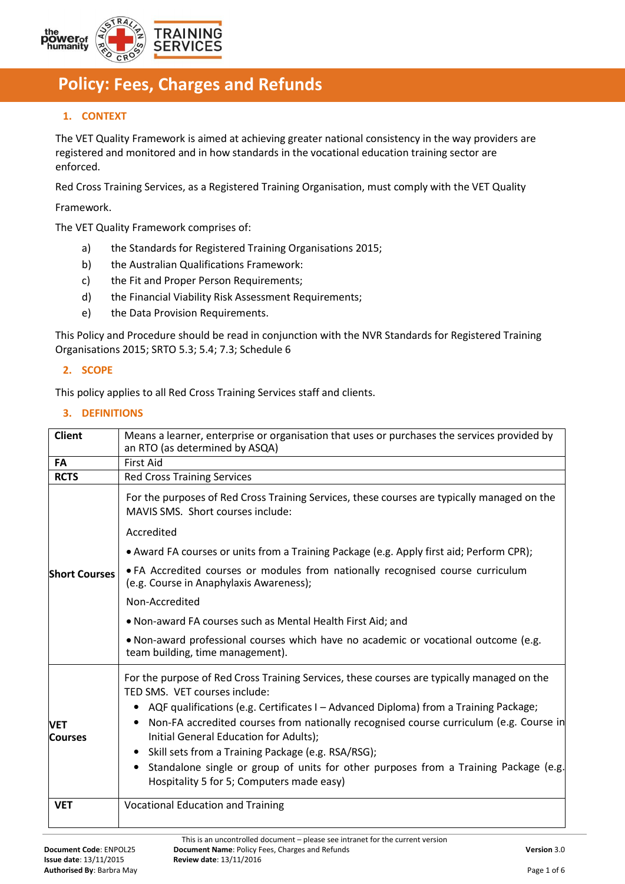# Policy: Fees, Charges and Refunds

## 1. CONTEXT

The VET Quality Framework is aimed at achieving greater national consistency in the way providers are registered and monitored and in how standards in the vocational education training sector are enforced.

Red Cross Training Services, as a Registered Training Organisation, must comply with the VET Quality Framework.

The VET Quality Framework comprises of:

a) the Standards for Registered Training Organisations 2015;
b) the Australian Qualifications Framework:
c) the Fit and Proper Person Requirements;
d) the Financial Viability Risk Assessment Requirements;
e) the Data Provision Requirements.

This Policy and Procedure should be read in conjunction with the NVR Standards for Registered Training Organisations 2015; SRTO 5.3; 5.4; 7.3; Schedule 6

## 2. SCOPE

This policy applies to all Red Cross Training Services staff and clients.

## 3. DEFINITIONS

| | |
|---|---|
| **Client** | Means a learner, enterprise or organisation that uses or purchases the services provided by an RTO (as determined by ASQA) |
| **FA** | First Aid |
| **RCTS** | Red Cross Training Services |
| **Short Courses** | For the purposes of Red Cross Training Services, these courses are typically managed on the MAVIS SMS. Short courses include:<br>Accredited<br>• Award FA courses or units from a Training Package (e.g. Apply first aid; Perform CPR);<br>• FA Accredited courses or modules from nationally recognised course curriculum (e.g. Course in Anaphylaxis Awareness);<br>Non-Accredited<br>• Non-award FA courses such as Mental Health First Aid; and<br>• Non-award professional courses which have no academic or vocational outcome (e.g. team building, time management). |
| **VET Courses** | For the purpose of Red Cross Training Services, these courses are typically managed on the TED SMS. VET courses include:<br>• AQF qualifications (e.g. Certificates I – Advanced Diploma) from a Training Package;<br>• Non-FA accredited courses from nationally recognised course curriculum (e.g. Course in Initial General Education for Adults);<br>• Skill sets from a Training Package (e.g. RSA/RSG);<br>• Standalone single or group of units for other purposes from a Training Package (e.g. Hospitality 5 for 5; Computers made easy) |
| **VET** | Vocational Education and Training |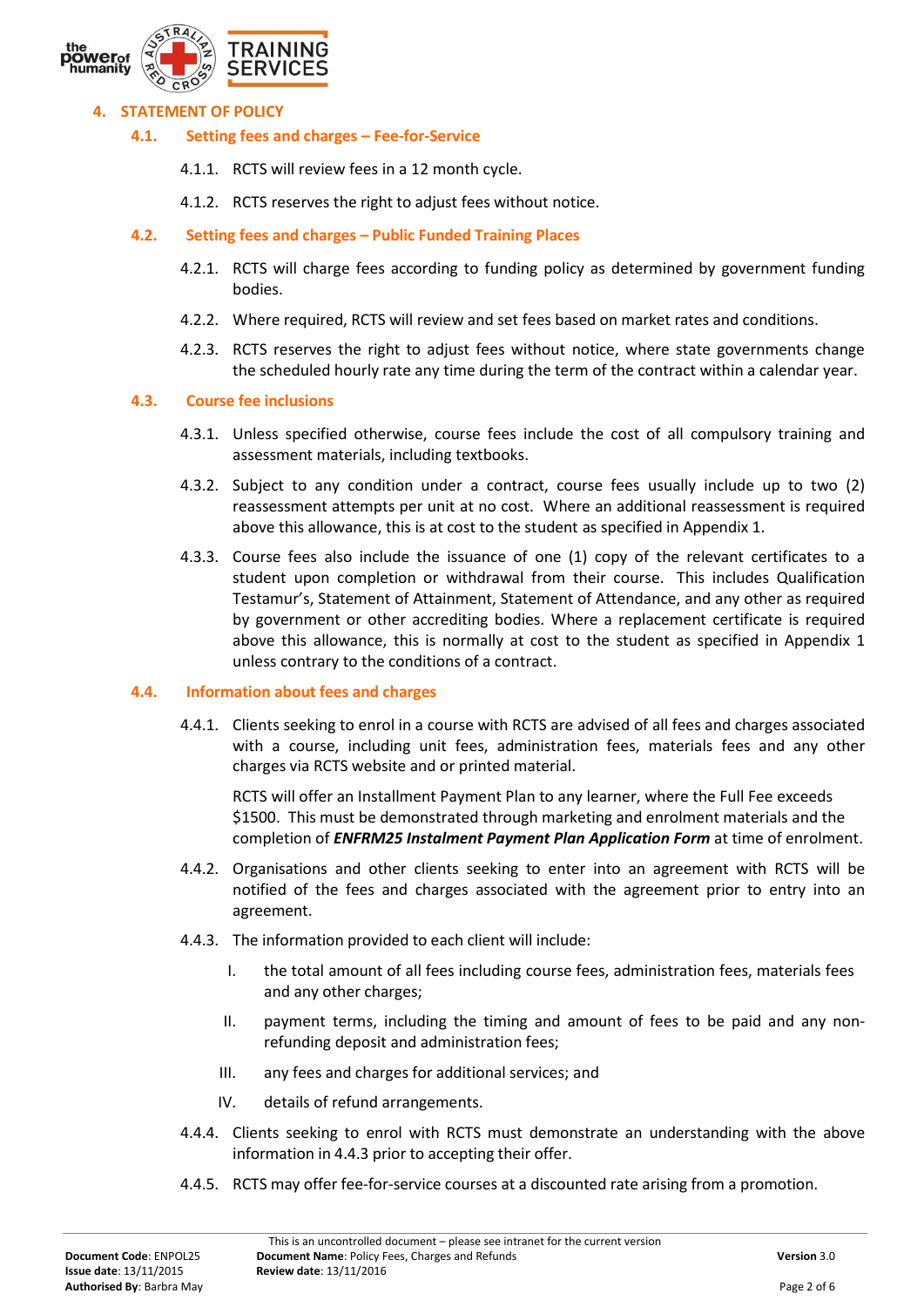## 4. STATEMENT OF POLICY

### 4.1. Setting fees and charges – Fee-for-Service

4.1.1. RCTS will review fees in a 12 month cycle.

4.1.2. RCTS reserves the right to adjust fees without notice.

### 4.2. Setting fees and charges – Public Funded Training Places

4.2.1. RCTS will charge fees according to funding policy as determined by government funding bodies.

4.2.2. Where required, RCTS will review and set fees based on market rates and conditions.

4.2.3. RCTS reserves the right to adjust fees without notice, where state governments change the scheduled hourly rate any time during the term of the contract within a calendar year.

### 4.3. Course fee inclusions

4.3.1. Unless specified otherwise, course fees include the cost of all compulsory training and assessment materials, including textbooks.

4.3.2. Subject to any condition under a contract, course fees usually include up to two (2) reassessment attempts per unit at no cost. Where an additional reassessment is required above this allowance, this is at cost to the student as specified in Appendix 1.

4.3.3. Course fees also include the issuance of one (1) copy of the relevant certificates to a student upon completion or withdrawal from their course. This includes Qualification Testamur's, Statement of Attainment, Statement of Attendance, and any other as required by government or other accrediting bodies. Where a replacement certificate is required above this allowance, this is normally at cost to the student as specified in Appendix 1 unless contrary to the conditions of a contract.

### 4.4. Information about fees and charges

4.4.1. Clients seeking to enrol in a course with RCTS are advised of all fees and charges associated with a course, including unit fees, administration fees, materials fees and any other charges via RCTS website and or printed material.

RCTS will offer an Installment Payment Plan to any learner, where the Full Fee exceeds $1500. This must be demonstrated through marketing and enrolment materials and the completion of ***ENFRM25 Instalment Payment Plan Application Form*** at time of enrolment.

4.4.2. Organisations and other clients seeking to enter into an agreement with RCTS will be notified of the fees and charges associated with the agreement prior to entry into an agreement.

4.4.3. The information provided to each client will include:

I. the total amount of all fees including course fees, administration fees, materials fees and any other charges;

II. payment terms, including the timing and amount of fees to be paid and any non-refunding deposit and administration fees;

III. any fees and charges for additional services; and

IV. details of refund arrangements.

4.4.4. Clients seeking to enrol with RCTS must demonstrate an understanding with the above information in 4.4.3 prior to accepting their offer.

4.4.5. RCTS may offer fee-for-service courses at a discounted rate arising from a promotion.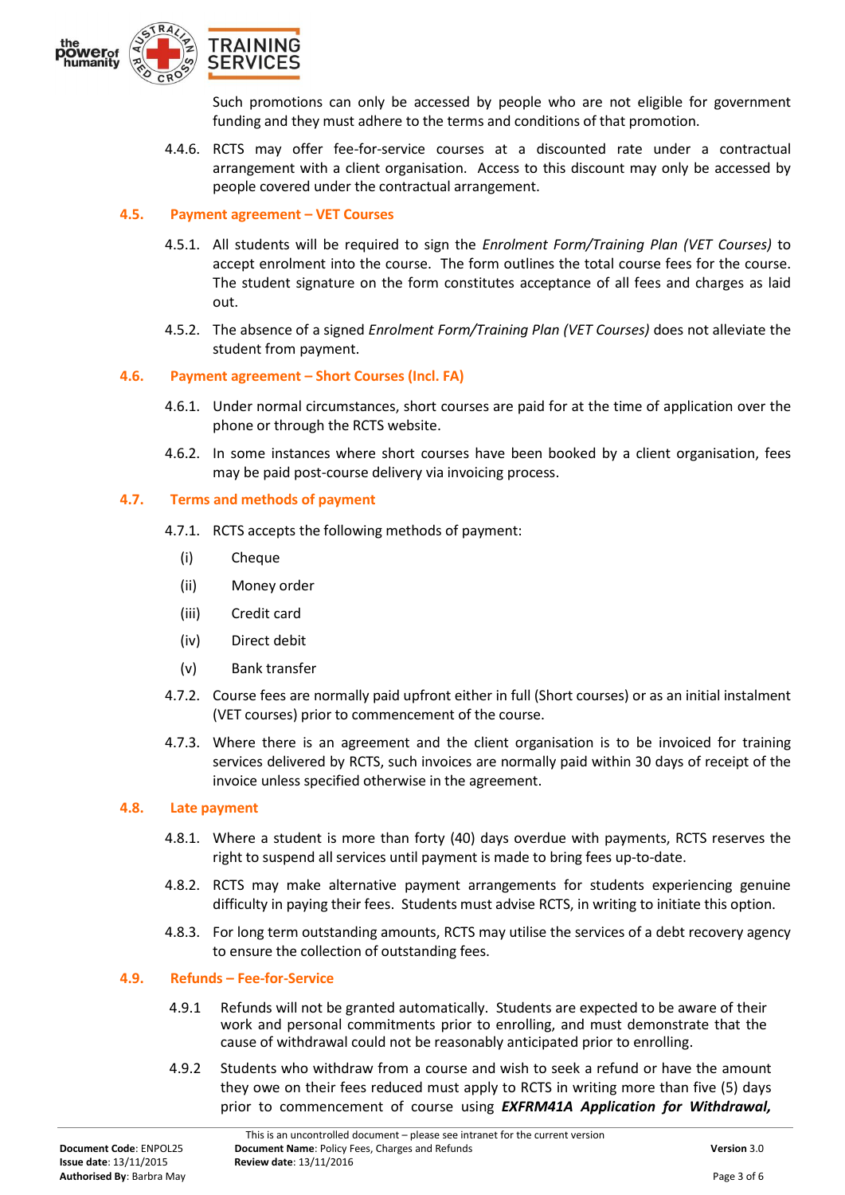Such promotions can only be accessed by people who are not eligible for government funding and they must adhere to the terms and conditions of that promotion.

4.4.6. RCTS may offer fee-for-service courses at a discounted rate under a contractual arrangement with a client organisation. Access to this discount may only be accessed by people covered under the contractual arrangement.

### 4.5. Payment agreement – VET Courses

4.5.1. All students will be required to sign the *Enrolment Form/Training Plan (VET Courses)* to accept enrolment into the course. The form outlines the total course fees for the course. The student signature on the form constitutes acceptance of all fees and charges as laid out.

4.5.2. The absence of a signed *Enrolment Form/Training Plan (VET Courses)* does not alleviate the student from payment.

### 4.6. Payment agreement – Short Courses (Incl. FA)

4.6.1. Under normal circumstances, short courses are paid for at the time of application over the phone or through the RCTS website.

4.6.2. In some instances where short courses have been booked by a client organisation, fees may be paid post-course delivery via invoicing process.

### 4.7. Terms and methods of payment

4.7.1. RCTS accepts the following methods of payment:

- (i) Cheque
- (ii) Money order
- (iii) Credit card
- (iv) Direct debit
- (v) Bank transfer

4.7.2. Course fees are normally paid upfront either in full (Short courses) or as an initial instalment (VET courses) prior to commencement of the course.

4.7.3. Where there is an agreement and the client organisation is to be invoiced for training services delivered by RCTS, such invoices are normally paid within 30 days of receipt of the invoice unless specified otherwise in the agreement.

### 4.8. Late payment

4.8.1. Where a student is more than forty (40) days overdue with payments, RCTS reserves the right to suspend all services until payment is made to bring fees up-to-date.

4.8.2. RCTS may make alternative payment arrangements for students experiencing genuine difficulty in paying their fees. Students must advise RCTS, in writing to initiate this option.

4.8.3. For long term outstanding amounts, RCTS may utilise the services of a debt recovery agency to ensure the collection of outstanding fees.

### 4.9. Refunds – Fee-for-Service

4.9.1 Refunds will not be granted automatically. Students are expected to be aware of their work and personal commitments prior to enrolling, and must demonstrate that the cause of withdrawal could not be reasonably anticipated prior to enrolling.

4.9.2 Students who withdraw from a course and wish to seek a refund or have the amount they owe on their fees reduced must apply to RCTS in writing more than five (5) days prior to commencement of course using ***EXFRM41A Application for Withdrawal,***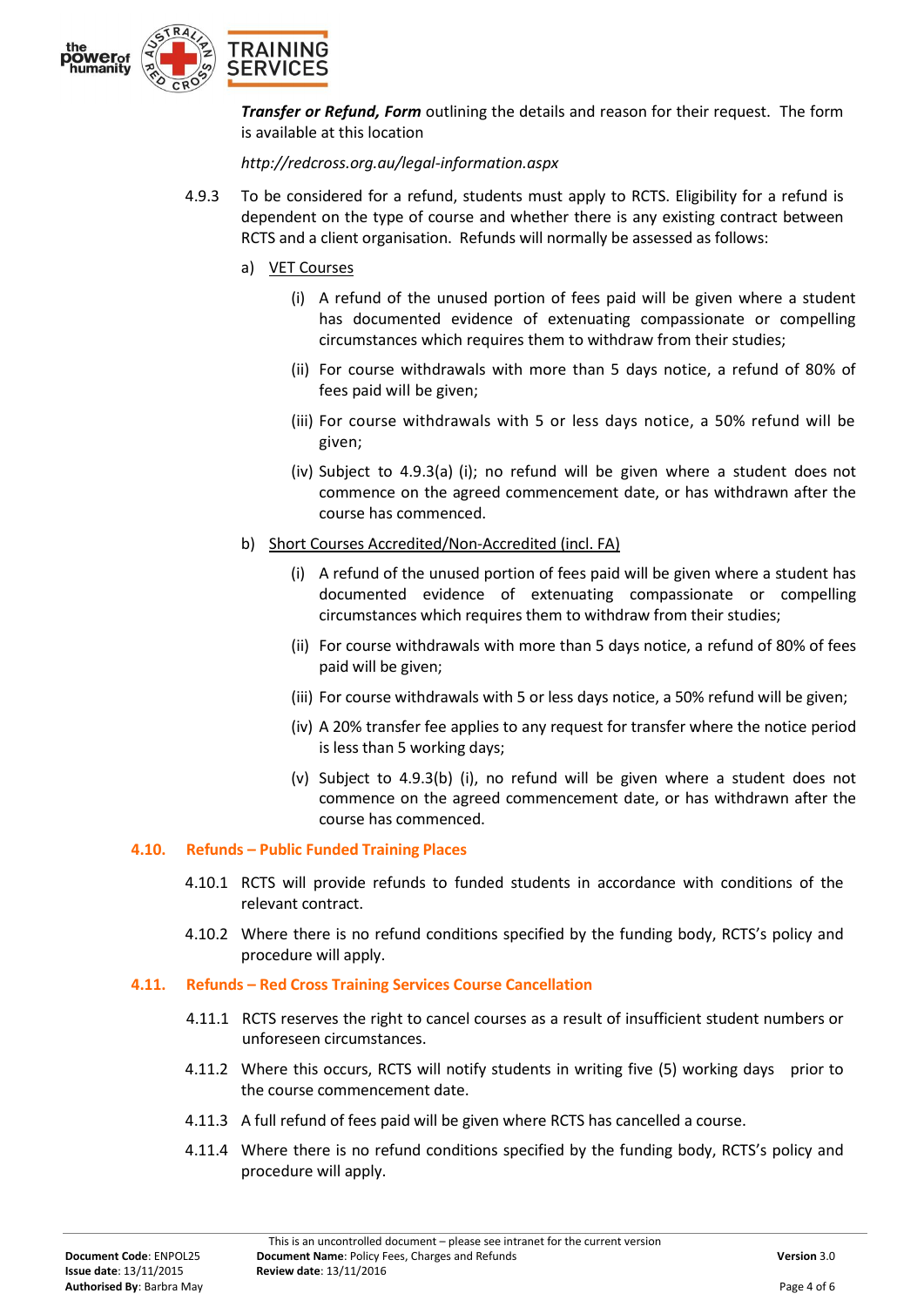***Transfer or Refund, Form*** outlining the details and reason for their request. The form is available at this location

*http://redcross.org.au/legal-information.aspx*

4.9.3 To be considered for a refund, students must apply to RCTS. Eligibility for a refund is dependent on the type of course and whether there is any existing contract between RCTS and a client organisation. Refunds will normally be assessed as follows:

a) VET Courses

(i) A refund of the unused portion of fees paid will be given where a student has documented evidence of extenuating compassionate or compelling circumstances which requires them to withdraw from their studies;

(ii) For course withdrawals with more than 5 days notice, a refund of 80% of fees paid will be given;

(iii) For course withdrawals with 5 or less days notice, a 50% refund will be given;

(iv) Subject to 4.9.3(a) (i); no refund will be given where a student does not commence on the agreed commencement date, or has withdrawn after the course has commenced.

b) Short Courses Accredited/Non-Accredited (incl. FA)

(i) A refund of the unused portion of fees paid will be given where a student has documented evidence of extenuating compassionate or compelling circumstances which requires them to withdraw from their studies;

(ii) For course withdrawals with more than 5 days notice, a refund of 80% of fees paid will be given;

(iii) For course withdrawals with 5 or less days notice, a 50% refund will be given;

(iv) A 20% transfer fee applies to any request for transfer where the notice period is less than 5 working days;

(v) Subject to 4.9.3(b) (i), no refund will be given where a student does not commence on the agreed commencement date, or has withdrawn after the course has commenced.

## 4.10. Refunds – Public Funded Training Places

4.10.1 RCTS will provide refunds to funded students in accordance with conditions of the relevant contract.

4.10.2 Where there is no refund conditions specified by the funding body, RCTS's policy and procedure will apply.

## 4.11. Refunds – Red Cross Training Services Course Cancellation

4.11.1 RCTS reserves the right to cancel courses as a result of insufficient student numbers or unforeseen circumstances.

4.11.2 Where this occurs, RCTS will notify students in writing five (5) working days prior to the course commencement date.

4.11.3 A full refund of fees paid will be given where RCTS has cancelled a course.

4.11.4 Where there is no refund conditions specified by the funding body, RCTS's policy and procedure will apply.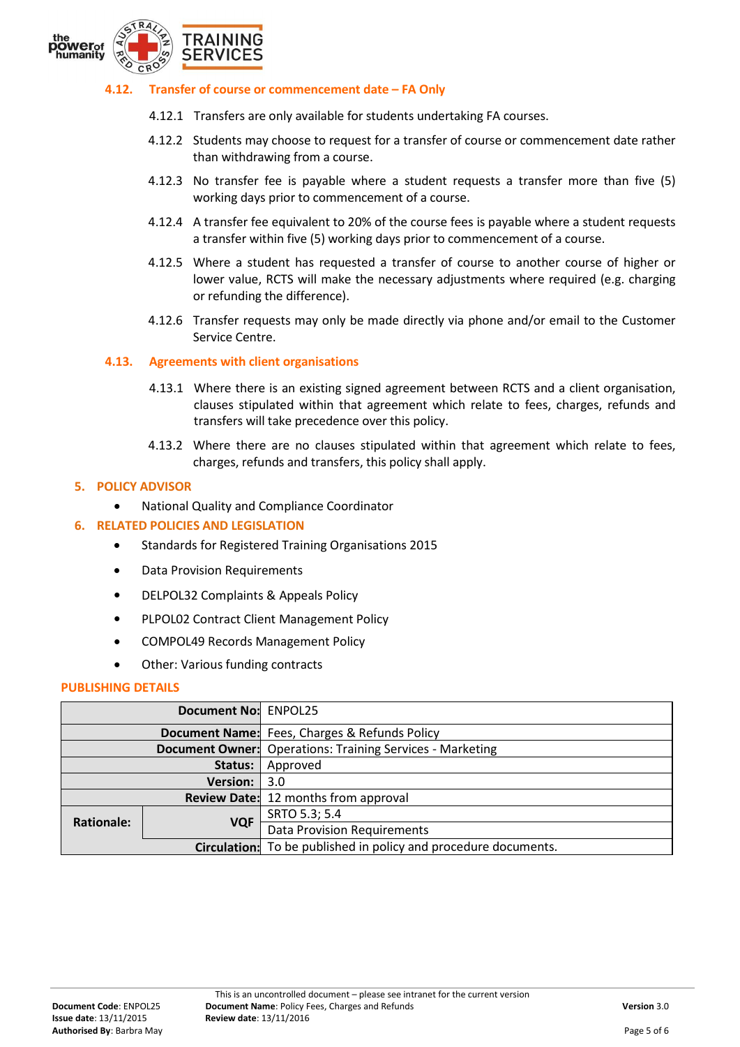### 4.12. Transfer of course or commencement date – FA Only

4.12.1 Transfers are only available for students undertaking FA courses.

4.12.2 Students may choose to request for a transfer of course or commencement date rather than withdrawing from a course.

4.12.3 No transfer fee is payable where a student requests a transfer more than five (5) working days prior to commencement of a course.

4.12.4 A transfer fee equivalent to 20% of the course fees is payable where a student requests a transfer within five (5) working days prior to commencement of a course.

4.12.5 Where a student has requested a transfer of course to another course of higher or lower value, RCTS will make the necessary adjustments where required (e.g. charging or refunding the difference).

4.12.6 Transfer requests may only be made directly via phone and/or email to the Customer Service Centre.

### 4.13. Agreements with client organisations

4.13.1 Where there is an existing signed agreement between RCTS and a client organisation, clauses stipulated within that agreement which relate to fees, charges, refunds and transfers will take precedence over this policy.

4.13.2 Where there are no clauses stipulated within that agreement which relate to fees, charges, refunds and transfers, this policy shall apply.

## 5. POLICY ADVISOR

- National Quality and Compliance Coordinator

## 6. RELATED POLICIES AND LEGISLATION

- Standards for Registered Training Organisations 2015
- Data Provision Requirements
- DELPOL32 Complaints & Appeals Policy
- PLPOL02 Contract Client Management Policy
- COMPOL49 Records Management Policy
- Other: Various funding contracts

## PUBLISHING DETAILS

| | | |
|---|---|---|
| | **Document No:** | ENPOL25 |
| | **Document Name:** | Fees, Charges & Refunds Policy |
| | **Document Owner:** | Operations: Training Services - Marketing |
| | **Status:** | Approved |
| | **Version:** | 3.0 |
| | **Review Date:** | 12 months from approval |
| **Rationale:** | **VQF** | SRTO 5.3; 5.4 |
| | | Data Provision Requirements |
| | **Circulation:** | To be published in policy and procedure documents. |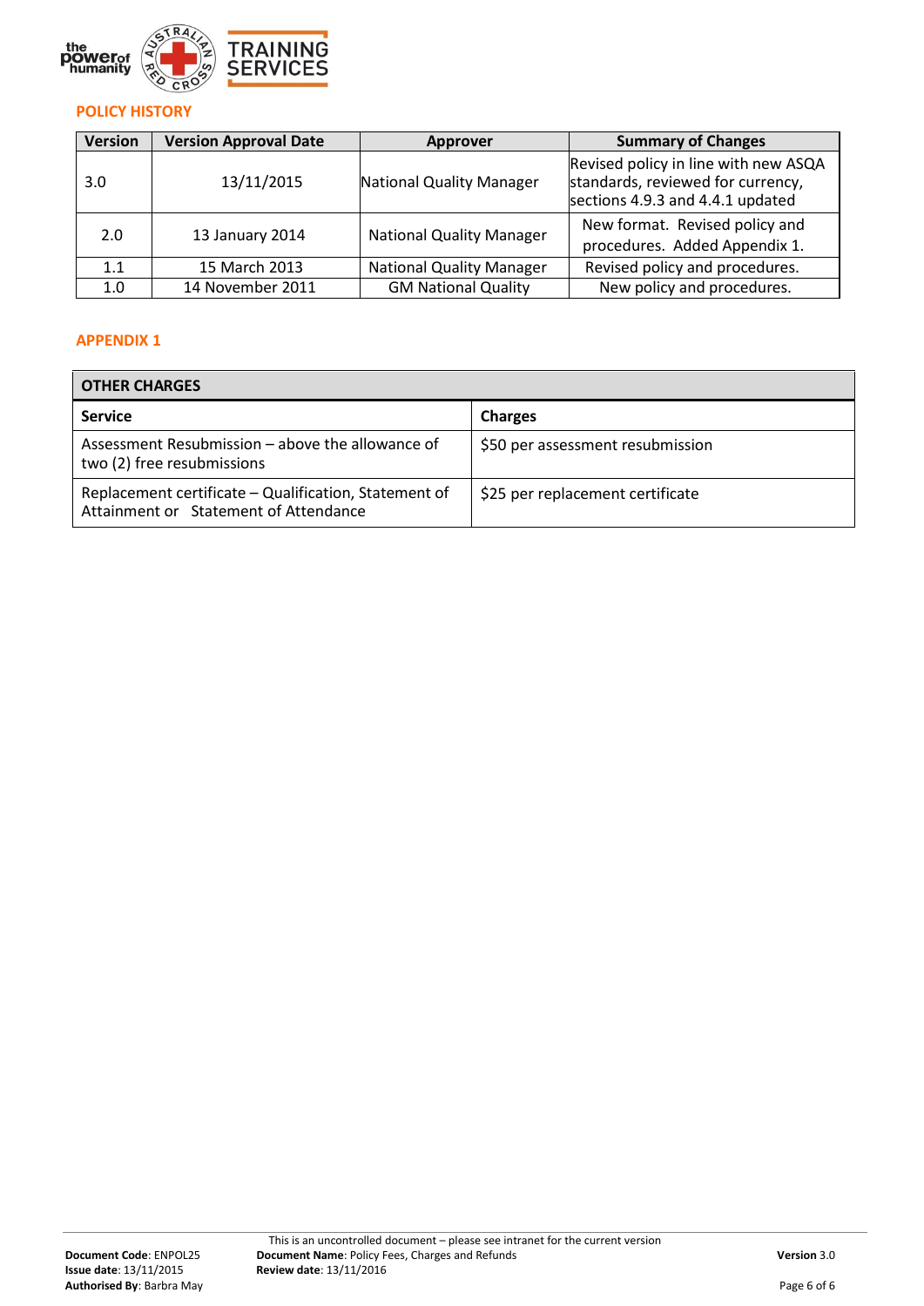## POLICY HISTORY

| Version | Version Approval Date | Approver | Summary of Changes |
|---|---|---|---|
| 3.0 | 13/11/2015 | National Quality Manager | Revised policy in line with new ASQA standards, reviewed for currency, sections 4.9.3 and 4.4.1 updated |
| 2.0 | 13 January 2014 | National Quality Manager | New format. Revised policy and procedures. Added Appendix 1. |
| 1.1 | 15 March 2013 | National Quality Manager | Revised policy and procedures. |
| 1.0 | 14 November 2011 | GM National Quality | New policy and procedures. |

## APPENDIX 1

| OTHER CHARGES | |
|---|---|
| **Service** | **Charges** |
| Assessment Resubmission – above the allowance of two (2) free resubmissions | $50 per assessment resubmission |
| Replacement certificate – Qualification, Statement of Attainment or Statement of Attendance | $25 per replacement certificate |